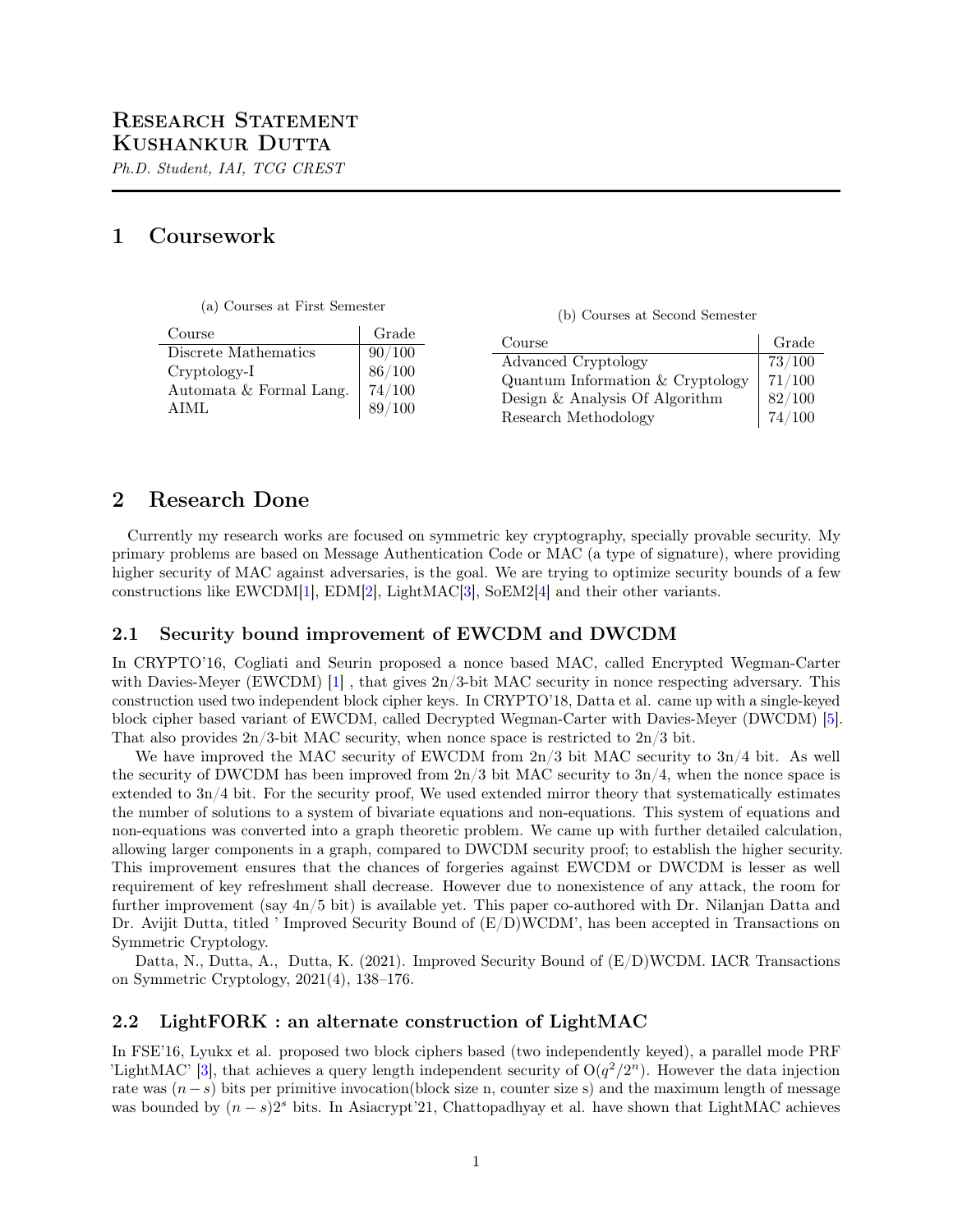# Research Statement
# Kushankur Dutta

*Ph.D. Student, IAI, TCG CREST*

## 1 Coursework

(a) Courses at First Semester

| Course | Grade |
|---|---|
| Discrete Mathematics | 90/100 |
| Cryptology-I | 86/100 |
| Automata & Formal Lang. | 74/100 |
| AIML | 89/100 |

(b) Courses at Second Semester

| Course | Grade |
|---|---|
| Advanced Cryptology | 73/100 |
| Quantum Information & Cryptology | 71/100 |
| Design & Analysis Of Algorithm | 82/100 |
| Research Methodology | 74/100 |

## 2 Research Done

Currently my research works are focused on symmetric key cryptography, specially provable security. My primary problems are based on Message Authentication Code or MAC (a type of signature), where providing higher security of MAC against adversaries, is the goal. We are trying to optimize security bounds of a few constructions like EWCDM[1], EDM[2], LightMAC[3], SoEM2[4] and their other variants.

### 2.1 Security bound improvement of EWCDM and DWCDM

In CRYPTO'16, Cogliati and Seurin proposed a nonce based MAC, called Encrypted Wegman-Carter with Davies-Meyer (EWCDM) [1] , that gives 2n/3-bit MAC security in nonce respecting adversary. This construction used two independent block cipher keys. In CRYPTO'18, Datta et al. came up with a single-keyed block cipher based variant of EWCDM, called Decrypted Wegman-Carter with Davies-Meyer (DWCDM) [5]. That also provides 2n/3-bit MAC security, when nonce space is restricted to 2n/3 bit.

We have improved the MAC security of EWCDM from 2n/3 bit MAC security to 3n/4 bit. As well the security of DWCDM has been improved from 2n/3 bit MAC security to 3n/4, when the nonce space is extended to 3n/4 bit. For the security proof, We used extended mirror theory that systematically estimates the number of solutions to a system of bivariate equations and non-equations. This system of equations and non-equations was converted into a graph theoretic problem. We came up with further detailed calculation, allowing larger components in a graph, compared to DWCDM security proof; to establish the higher security. This improvement ensures that the chances of forgeries against EWCDM or DWCDM is lesser as well requirement of key refreshment shall decrease. However due to nonexistence of any attack, the room for further improvement (say 4n/5 bit) is available yet. This paper co-authored with Dr. Nilanjan Datta and Dr. Avijit Dutta, titled ' Improved Security Bound of (E/D)WCDM', has been accepted in Transactions on Symmetric Cryptology.

Datta, N., Dutta, A., Dutta, K. (2021). Improved Security Bound of (E/D)WCDM. IACR Transactions on Symmetric Cryptology, 2021(4), 138–176.

### 2.2 LightFORK : an alternate construction of LightMAC

In FSE'16, Lyukx et al. proposed two block ciphers based (two independently keyed), a parallel mode PRF 'LightMAC' [3], that achieves a query length independent security of $O(q^2/2^n)$. However the data injection rate was $(n-s)$ bits per primitive invocation(block size n, counter size s) and the maximum length of message was bounded by $(n-s)2^s$ bits. In Asiacrypt'21, Chattopadhyay et al. have shown that LightMAC achieves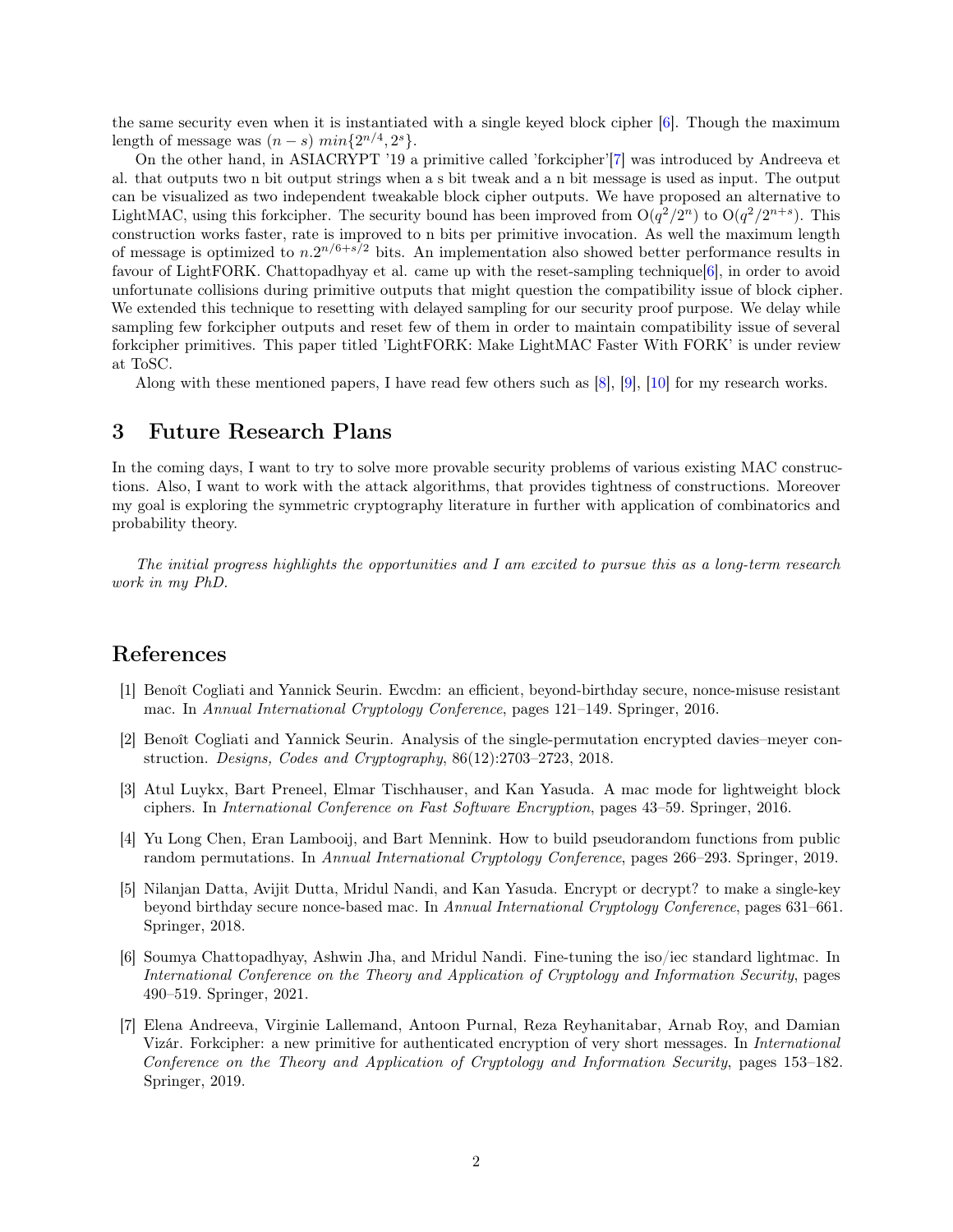the same security even when it is instantiated with a single keyed block cipher [6]. Though the maximum length of message was $(n - s)\ min\{2^{n/4}, 2^s\}$.

On the other hand, in ASIACRYPT '19 a primitive called 'forkcipher'[7] was introduced by Andreeva et al. that outputs two n bit output strings when a s bit tweak and a n bit message is used as input. The output can be visualized as two independent tweakable block cipher outputs. We have proposed an alternative to LightMAC, using this forkcipher. The security bound has been improved from $O(q^2/2^n)$ to $O(q^2/2^{n+s})$. This construction works faster, rate is improved to n bits per primitive invocation. As well the maximum length of message is optimized to $n.2^{n/6+s/2}$ bits. An implementation also showed better performance results in favour of LightFORK. Chattopadhyay et al. came up with the reset-sampling technique[6], in order to avoid unfortunate collisions during primitive outputs that might question the compatibility issue of block cipher. We extended this technique to resetting with delayed sampling for our security proof purpose. We delay while sampling few forkcipher outputs and reset few of them in order to maintain compatibility issue of several forkcipher primitives. This paper titled 'LightFORK: Make LightMAC Faster With FORK' is under review at ToSC.

Along with these mentioned papers, I have read few others such as [8], [9], [10] for my research works.

## 3 Future Research Plans

In the coming days, I want to try to solve more provable security problems of various existing MAC constructions. Also, I want to work with the attack algorithms, that provides tightness of constructions. Moreover my goal is exploring the symmetric cryptography literature in further with application of combinatorics and probability theory.

*The initial progress highlights the opportunities and I am excited to pursue this as a long-term research work in my PhD.*

## References

[1] Benoît Cogliati and Yannick Seurin. Ewcdm: an efficient, beyond-birthday secure, nonce-misuse resistant mac. In *Annual International Cryptology Conference*, pages 121–149. Springer, 2016.

[2] Benoît Cogliati and Yannick Seurin. Analysis of the single-permutation encrypted davies–meyer construction. *Designs, Codes and Cryptography*, 86(12):2703–2723, 2018.

[3] Atul Luykx, Bart Preneel, Elmar Tischhauser, and Kan Yasuda. A mac mode for lightweight block ciphers. In *International Conference on Fast Software Encryption*, pages 43–59. Springer, 2016.

[4] Yu Long Chen, Eran Lambooij, and Bart Mennink. How to build pseudorandom functions from public random permutations. In *Annual International Cryptology Conference*, pages 266–293. Springer, 2019.

[5] Nilanjan Datta, Avijit Dutta, Mridul Nandi, and Kan Yasuda. Encrypt or decrypt? to make a single-key beyond birthday secure nonce-based mac. In *Annual International Cryptology Conference*, pages 631–661. Springer, 2018.

[6] Soumya Chattopadhyay, Ashwin Jha, and Mridul Nandi. Fine-tuning the iso/iec standard lightmac. In *International Conference on the Theory and Application of Cryptology and Information Security*, pages 490–519. Springer, 2021.

[7] Elena Andreeva, Virginie Lallemand, Antoon Purnal, Reza Reyhanitabar, Arnab Roy, and Damian Vizár. Forkcipher: a new primitive for authenticated encryption of very short messages. In *International Conference on the Theory and Application of Cryptology and Information Security*, pages 153–182. Springer, 2019.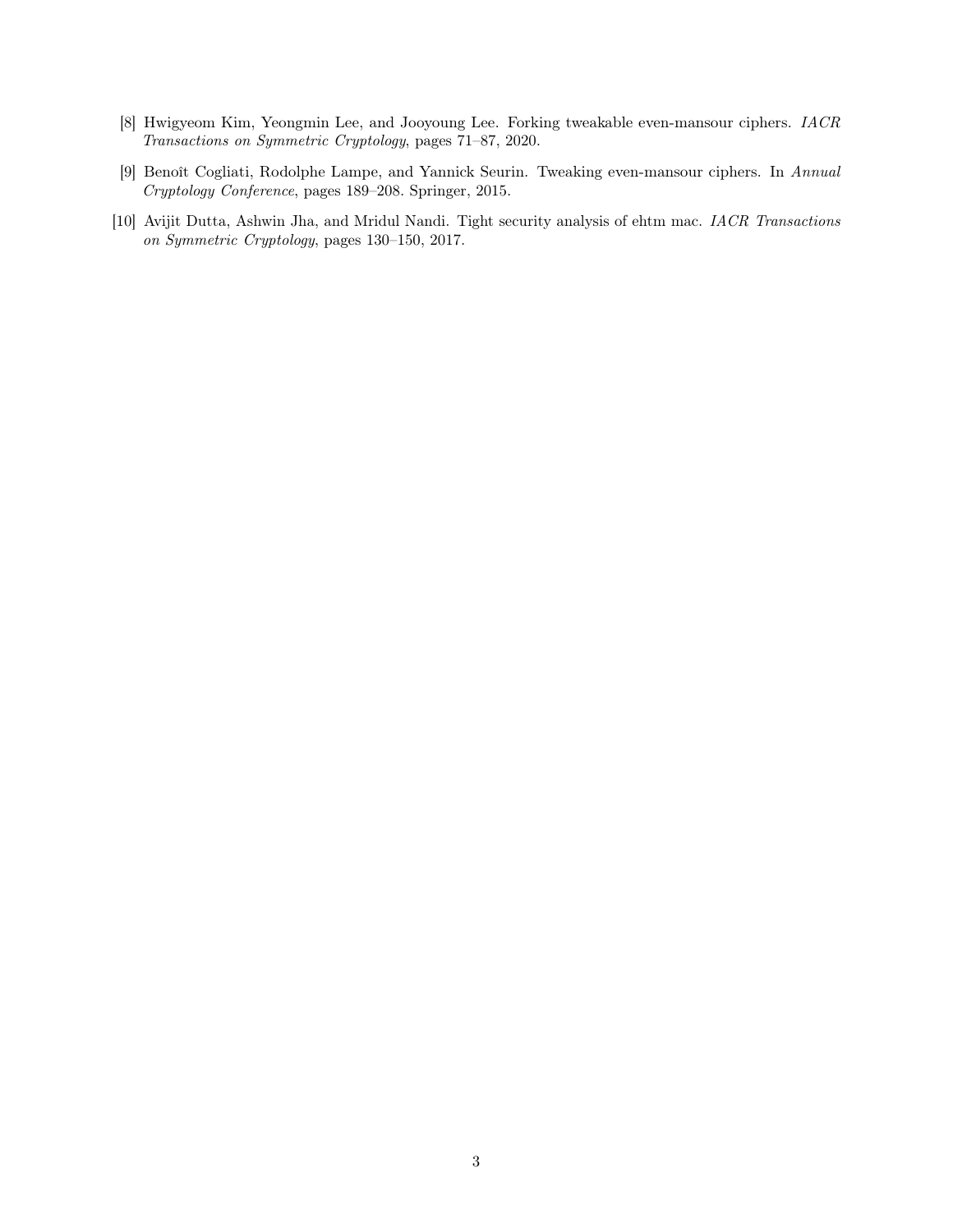[8] Hwigyeom Kim, Yeongmin Lee, and Jooyoung Lee. Forking tweakable even-mansour ciphers. *IACR Transactions on Symmetric Cryptology*, pages 71–87, 2020.

[9] Benoît Cogliati, Rodolphe Lampe, and Yannick Seurin. Tweaking even-mansour ciphers. In *Annual Cryptology Conference*, pages 189–208. Springer, 2015.

[10] Avijit Dutta, Ashwin Jha, and Mridul Nandi. Tight security analysis of ehtm mac. *IACR Transactions on Symmetric Cryptology*, pages 130–150, 2017.